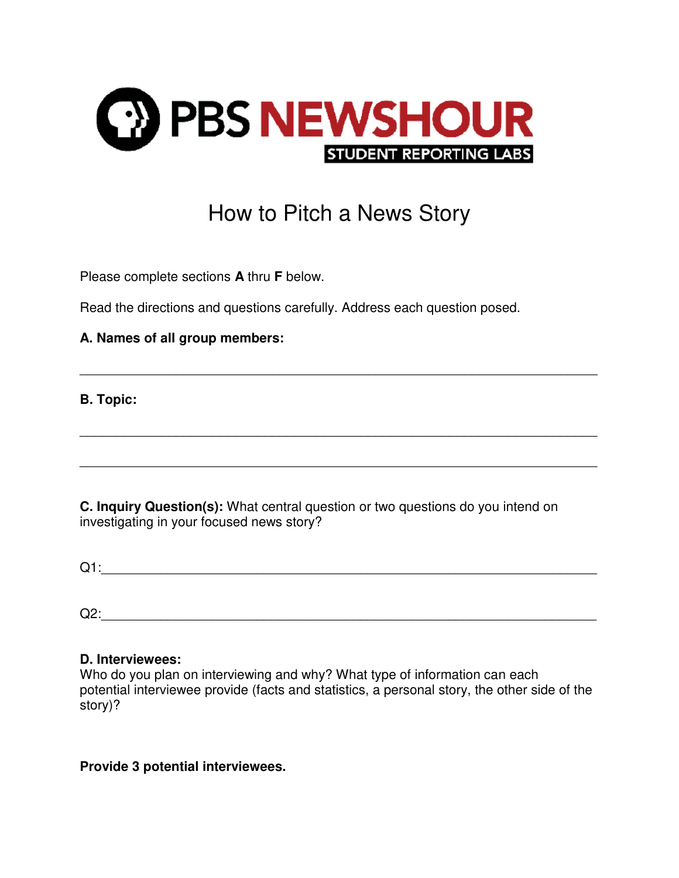PBS NEWSHOUR STUDENT REPORTING LABS

# How to Pitch a News Story

Please complete sections **A** thru **F** below.

Read the directions and questions carefully. Address each question posed.

**A. Names of all group members:**

___________________________________________________________________

**B. Topic:**

___________________________________________________________________

___________________________________________________________________

**C. Inquiry Question(s):** What central question or two questions do you intend on investigating in your focused news story?

Q1:_________________________________________________________________

Q2:_________________________________________________________________

**D. Interviewees:**
Who do you plan on interviewing and why? What type of information can each potential interviewee provide (facts and statistics, a personal story, the other side of the story)?

**Provide 3 potential interviewees.**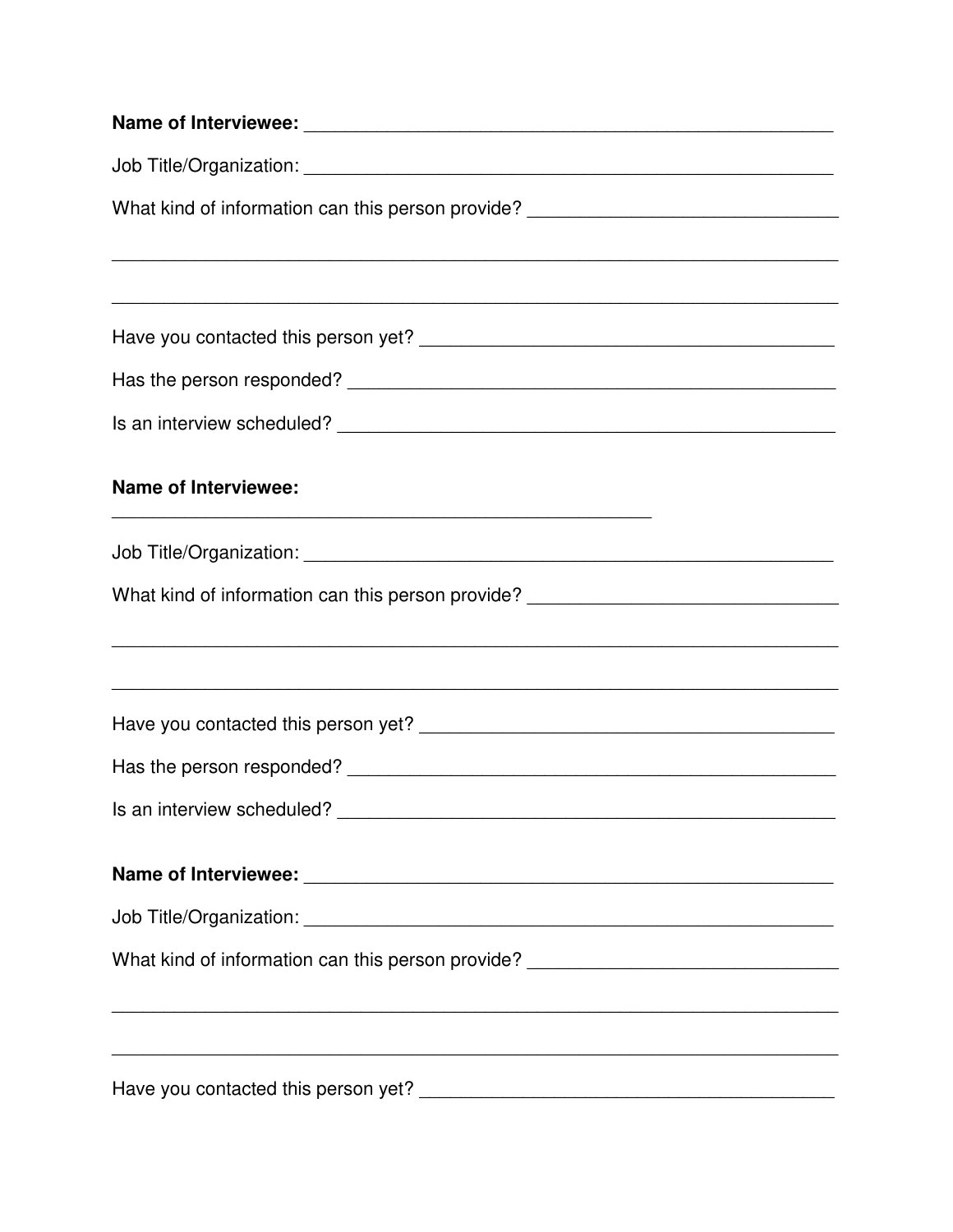**Name of Interviewee:** ______________________________________________________

Job Title/Organization: ______________________________________________________

What kind of information can this person provide? ______________________________

___________________________________________________________________________

___________________________________________________________________________

Have you contacted this person yet? __________________________________________

Has the person responded? _________________________________________________

Is an interview scheduled? _________________________________________________

**Name of Interviewee:**

________________________________________________________

Job Title/Organization: ______________________________________________________

What kind of information can this person provide? ______________________________

___________________________________________________________________________

___________________________________________________________________________

Have you contacted this person yet? __________________________________________

Has the person responded? _________________________________________________

Is an interview scheduled? _________________________________________________

**Name of Interviewee:** ______________________________________________________

Job Title/Organization: ______________________________________________________

What kind of information can this person provide? ______________________________

___________________________________________________________________________

___________________________________________________________________________

Have you contacted this person yet? __________________________________________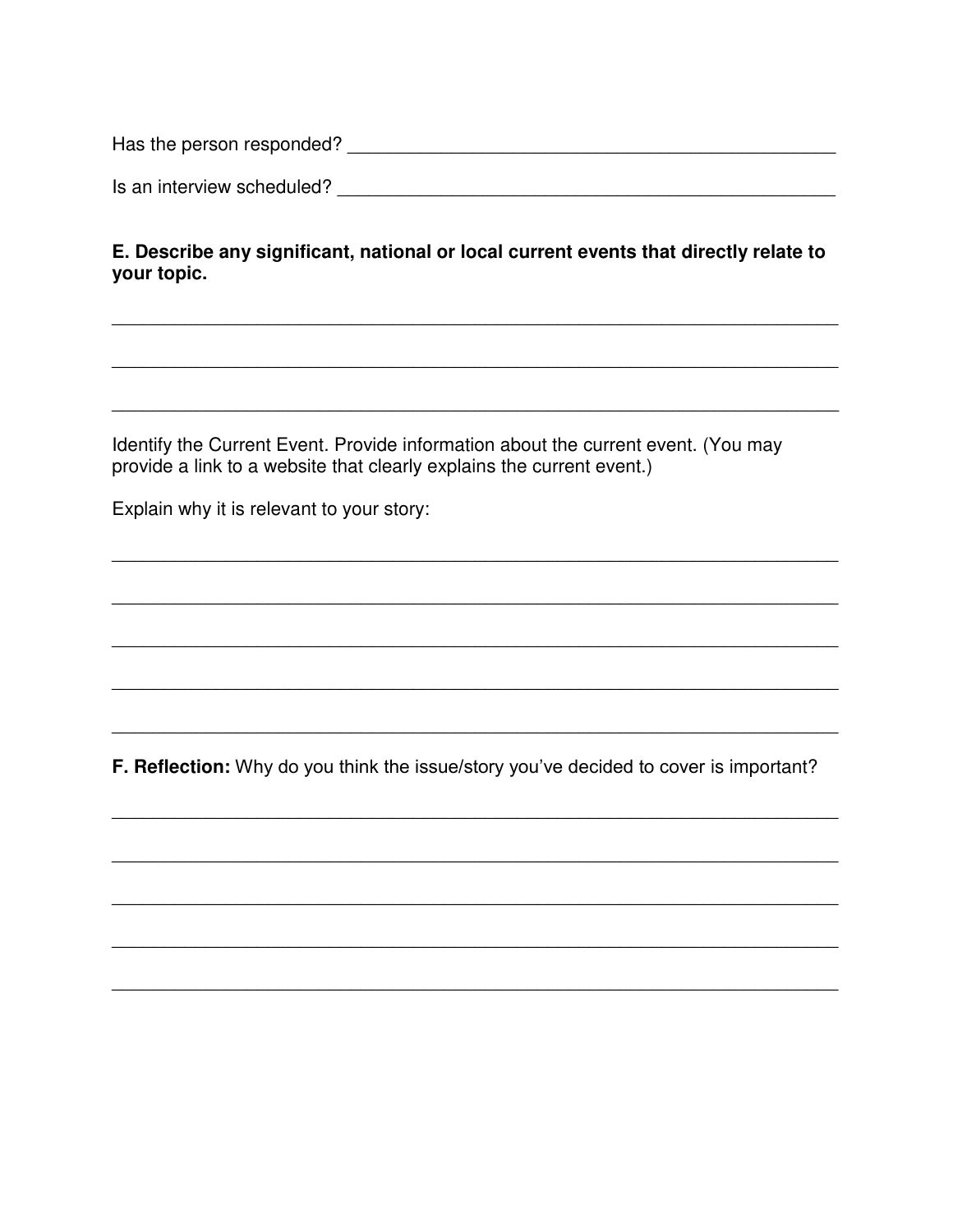Has the person responded? ______________________________________________

Is an interview scheduled? ______________________________________________

**E. Describe any significant, national or local current events that directly relate to your topic.**

______________________________________________________________________

______________________________________________________________________

______________________________________________________________________

Identify the Current Event. Provide information about the current event. (You may provide a link to a website that clearly explains the current event.)

Explain why it is relevant to your story:

______________________________________________________________________

______________________________________________________________________

______________________________________________________________________

______________________________________________________________________

______________________________________________________________________

**F. Reflection:** Why do you think the issue/story you've decided to cover is important?

______________________________________________________________________

______________________________________________________________________

______________________________________________________________________

______________________________________________________________________

______________________________________________________________________